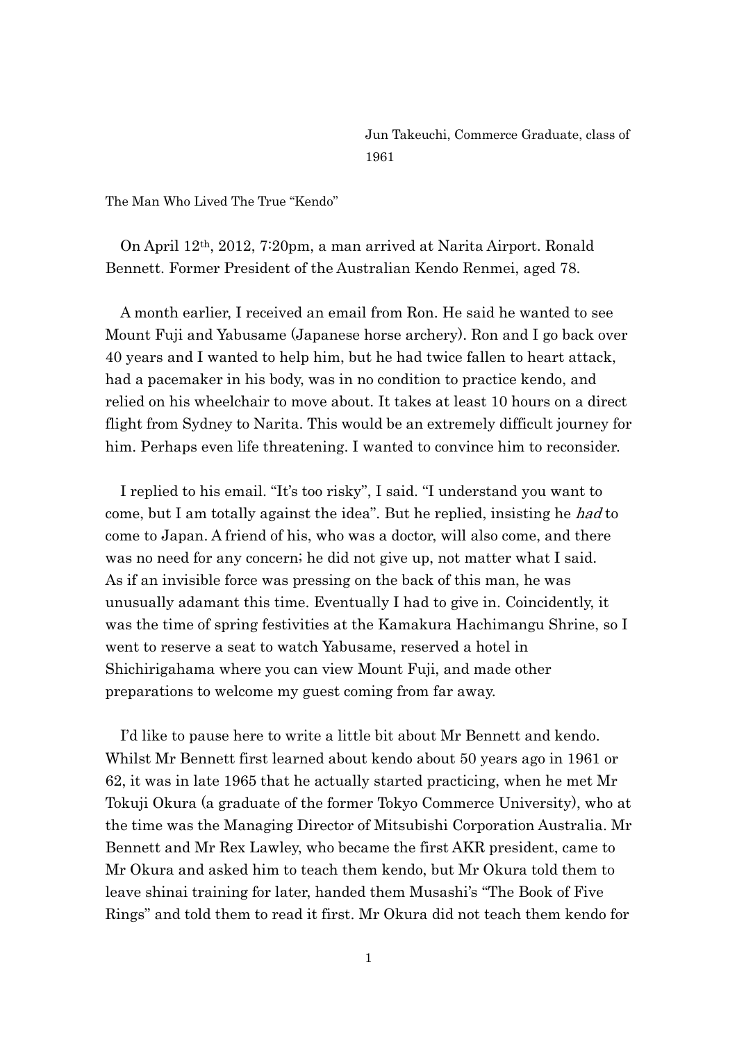Jun Takeuchi, Commerce Graduate, class of 1961

The Man Who Lived The True "Kendo"

On April 12th, 2012, 7:20pm, a man arrived at Narita Airport. Ronald Bennett. Former President of the Australian Kendo Renmei, aged 78.

A month earlier, I received an email from Ron. He said he wanted to see Mount Fuji and Yabusame (Japanese horse archery). Ron and I go back over 40 years and I wanted to help him, but he had twice fallen to heart attack, had a pacemaker in his body, was in no condition to practice kendo, and relied on his wheelchair to move about. It takes at least 10 hours on a direct flight from Sydney to Narita. This would be an extremely difficult journey for him. Perhaps even life threatening. I wanted to convince him to reconsider.

I replied to his email. "It's too risky", I said. "I understand you want to come, but I am totally against the idea". But he replied, insisting he *had* to come to Japan. A friend of his, who was a doctor, will also come, and there was no need for any concern; he did not give up, not matter what I said. As if an invisible force was pressing on the back of this man, he was unusually adamant this time. Eventually I had to give in. Coincidently, it was the time of spring festivities at the Kamakura Hachimangu Shrine, so I went to reserve a seat to watch Yabusame, reserved a hotel in Shichirigahama where you can view Mount Fuji, and made other preparations to welcome my guest coming from far away.

I'd like to pause here to write a little bit about Mr Bennett and kendo. Whilst Mr Bennett first learned about kendo about 50 years ago in 1961 or 62, it was in late 1965 that he actually started practicing, when he met Mr Tokuji Okura (a graduate of the former Tokyo Commerce University), who at the time was the Managing Director of Mitsubishi Corporation Australia. Mr Bennett and Mr Rex Lawley, who became the first AKR president, came to Mr Okura and asked him to teach them kendo, but Mr Okura told them to leave shinai training for later, handed them Musashi's "The Book of Five Rings" and told them to read it first. Mr Okura did not teach them kendo for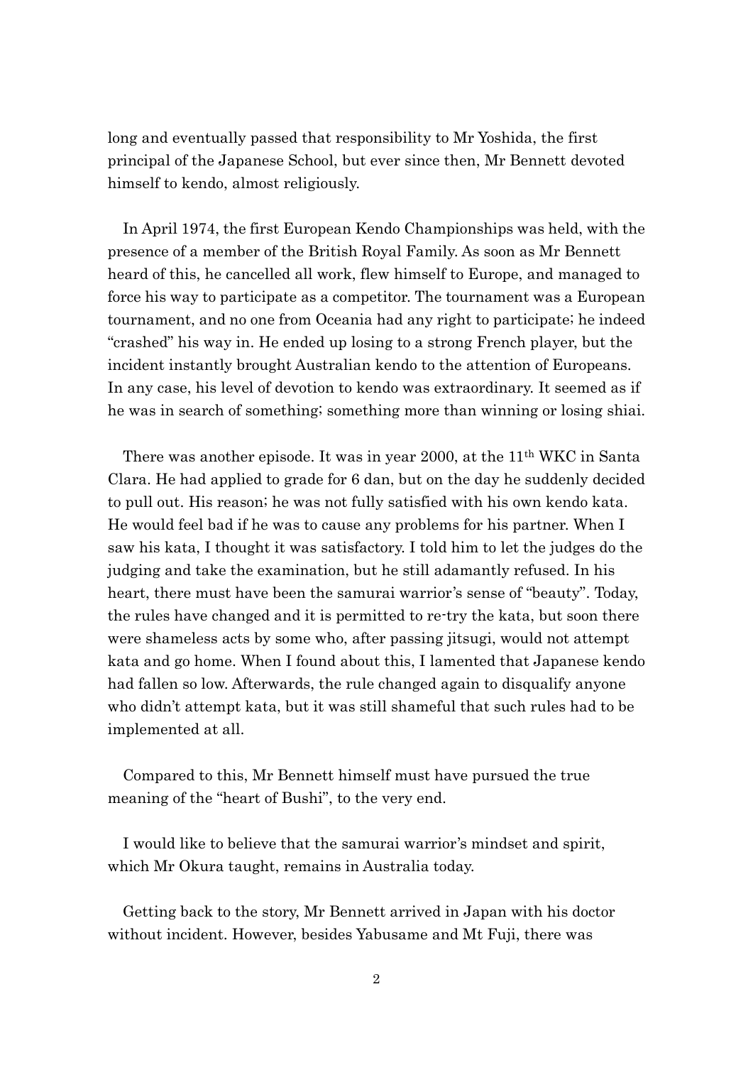long and eventually passed that responsibility to Mr Yoshida, the first principal of the Japanese School, but ever since then, Mr Bennett devoted himself to kendo, almost religiously.

In April 1974, the first European Kendo Championships was held, with the presence of a member of the British Royal Family. As soon as Mr Bennett heard of this, he cancelled all work, flew himself to Europe, and managed to force his way to participate as a competitor. The tournament was a European tournament, and no one from Oceania had any right to participate; he indeed "crashed" his way in. He ended up losing to a strong French player, but the incident instantly brought Australian kendo to the attention of Europeans. In any case, his level of devotion to kendo was extraordinary. It seemed as if he was in search of something; something more than winning or losing shiai.

There was another episode. It was in year 2000, at the 11th WKC in Santa Clara. He had applied to grade for 6 dan, but on the day he suddenly decided to pull out. His reason; he was not fully satisfied with his own kendo kata. He would feel bad if he was to cause any problems for his partner. When I saw his kata, I thought it was satisfactory. I told him to let the judges do the judging and take the examination, but he still adamantly refused. In his heart, there must have been the samurai warrior's sense of "beauty". Today, the rules have changed and it is permitted to re-try the kata, but soon there were shameless acts by some who, after passing jitsugi, would not attempt kata and go home. When I found about this, I lamented that Japanese kendo had fallen so low. Afterwards, the rule changed again to disqualify anyone who didn't attempt kata, but it was still shameful that such rules had to be implemented at all.

Compared to this, Mr Bennett himself must have pursued the true meaning of the "heart of Bushi", to the very end.

I would like to believe that the samurai warrior's mindset and spirit, which Mr Okura taught, remains in Australia today.

Getting back to the story, Mr Bennett arrived in Japan with his doctor without incident. However, besides Yabusame and Mt Fuji, there was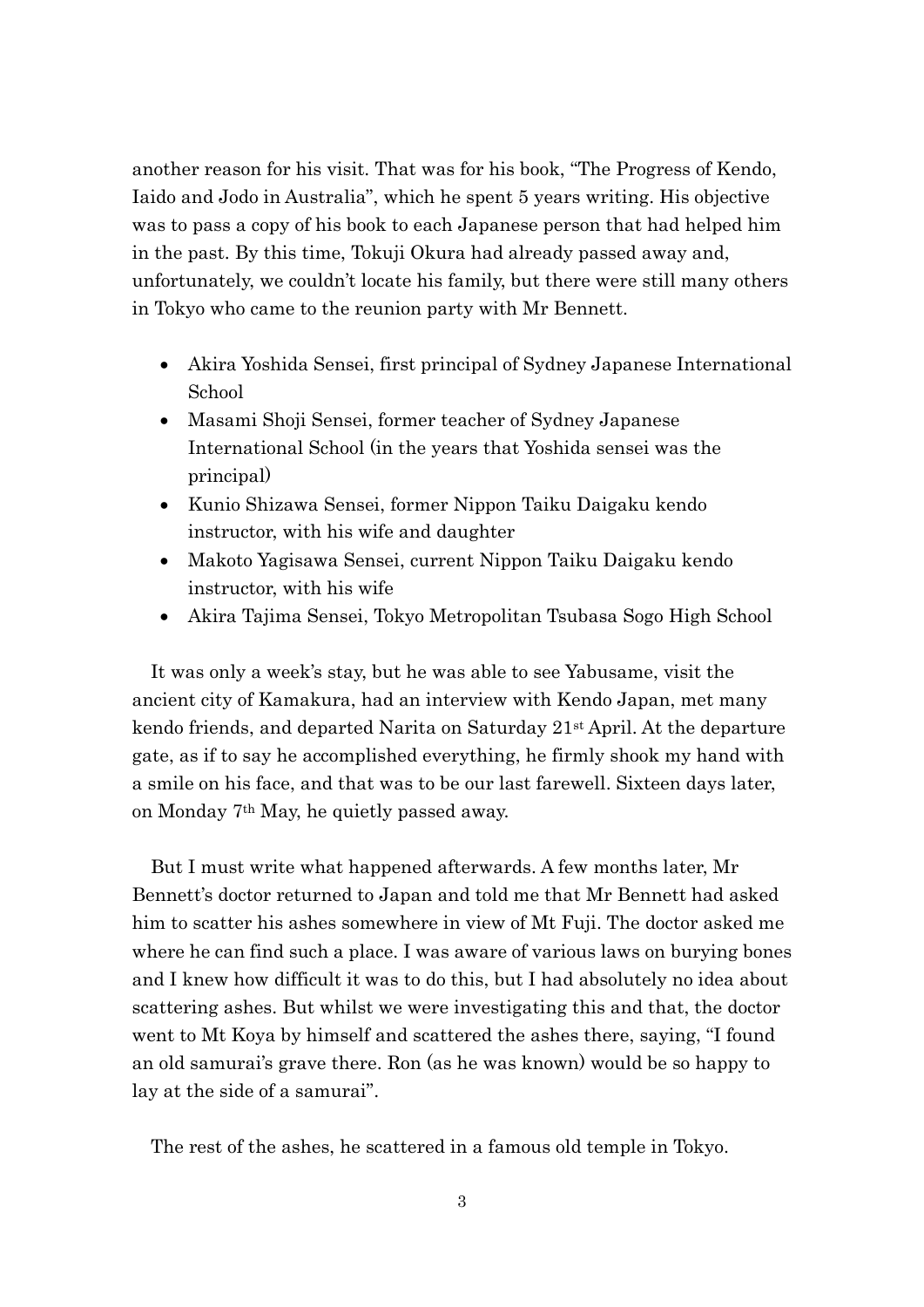another reason for his visit. That was for his book, "The Progress of Kendo, Iaido and Jodo in Australia", which he spent 5 years writing. His objective was to pass a copy of his book to each Japanese person that had helped him in the past. By this time, Tokuji Okura had already passed away and, unfortunately, we couldn't locate his family, but there were still many others in Tokyo who came to the reunion party with Mr Bennett.

- Akira Yoshida Sensei, first principal of Sydney Japanese International School
- Masami Shoji Sensei, former teacher of Sydney Japanese International School (in the years that Yoshida sensei was the principal)
- Kunio Shizawa Sensei, former Nippon Taiku Daigaku kendo instructor, with his wife and daughter
- Makoto Yagisawa Sensei, current Nippon Taiku Daigaku kendo instructor, with his wife
- Akira Tajima Sensei, Tokyo Metropolitan Tsubasa Sogo High School

It was only a week's stay, but he was able to see Yabusame, visit the ancient city of Kamakura, had an interview with Kendo Japan, met many kendo friends, and departed Narita on Saturday 21st April. At the departure gate, as if to say he accomplished everything, he firmly shook my hand with a smile on his face, and that was to be our last farewell. Sixteen days later, on Monday 7th May, he quietly passed away.

But I must write what happened afterwards. A few months later, Mr Bennett's doctor returned to Japan and told me that Mr Bennett had asked him to scatter his ashes somewhere in view of Mt Fuji. The doctor asked me where he can find such a place. I was aware of various laws on burying bones and I knew how difficult it was to do this, but I had absolutely no idea about scattering ashes. But whilst we were investigating this and that, the doctor went to Mt Koya by himself and scattered the ashes there, saying, "I found an old samurai's grave there. Ron (as he was known) would be so happy to lay at the side of a samurai".

The rest of the ashes, he scattered in a famous old temple in Tokyo.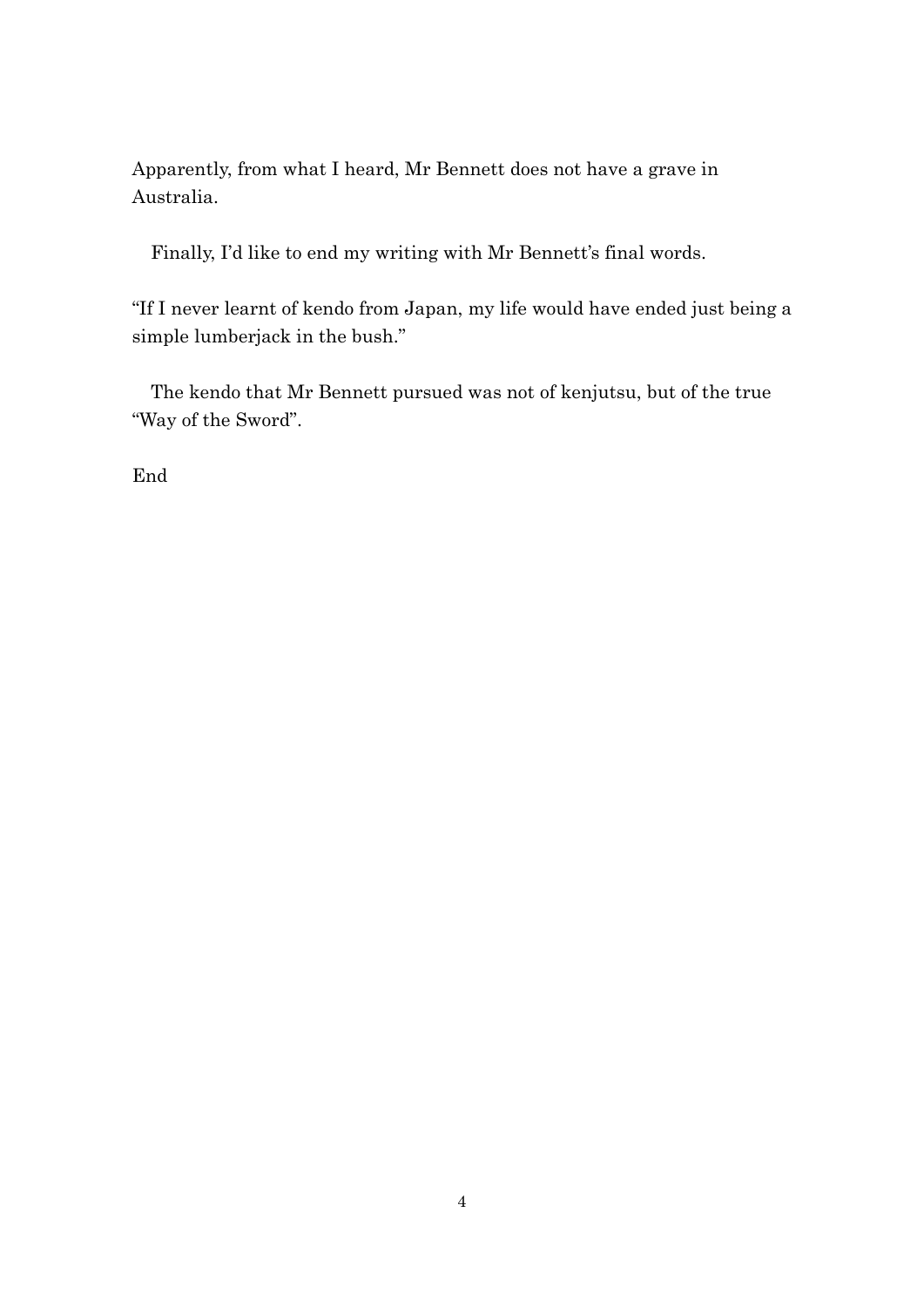Apparently, from what I heard, Mr Bennett does not have a grave in Australia.

Finally, I'd like to end my writing with Mr Bennett's final words.

"If I never learnt of kendo from Japan, my life would have ended just being a simple lumberjack in the bush."

The kendo that Mr Bennett pursued was not of kenjutsu, but of the true "Way of the Sword".

End